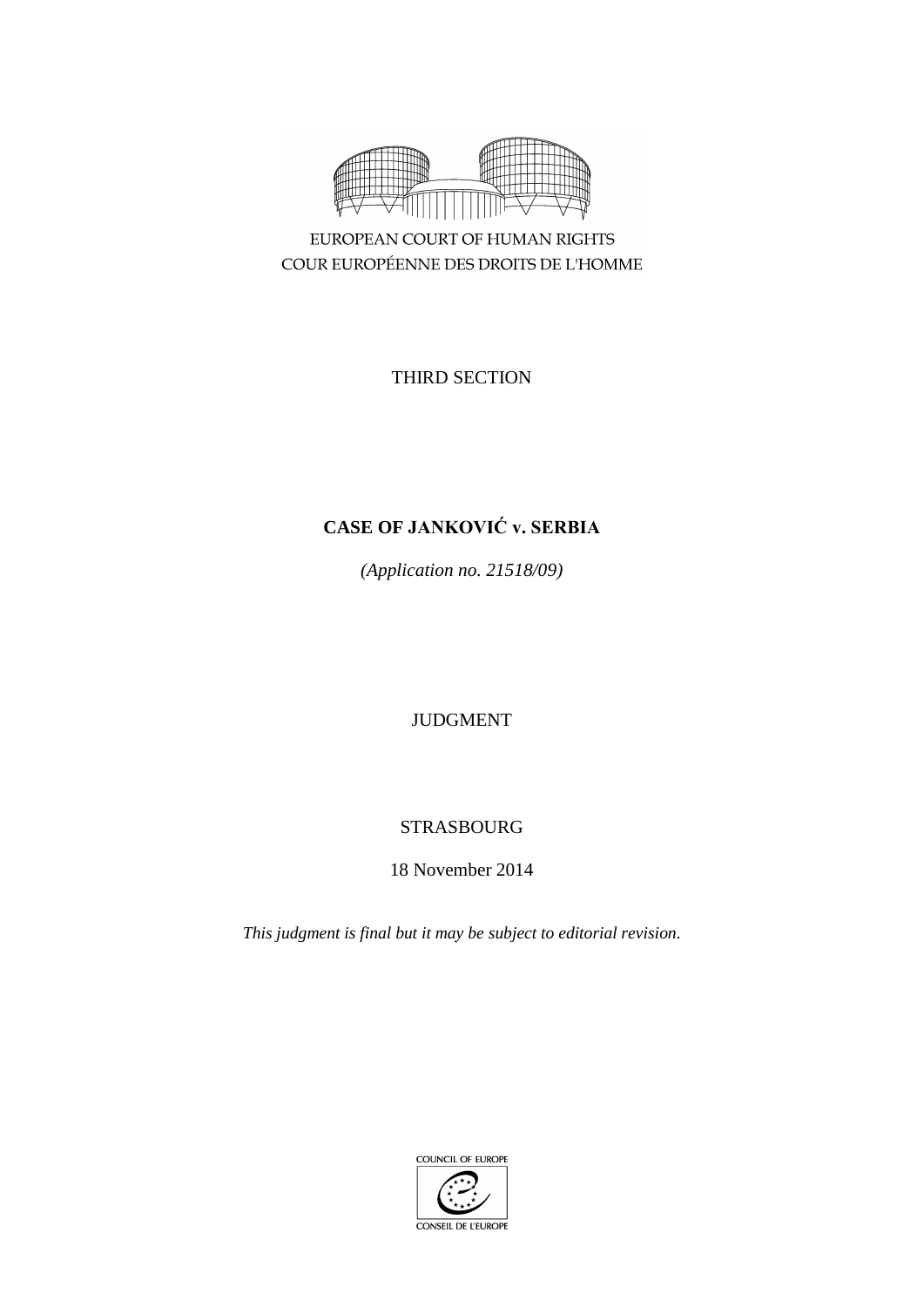EUROPEAN COURT OF HUMAN RIGHTS
COUR EUROPÉENNE DES DROITS DE L'HOMME

THIRD SECTION

**CASE OF JANKOVIĆ v. SERBIA**

*(Application no. 21518/09)*

JUDGMENT

STRASBOURG

18 November 2014

*This judgment is final but it may be subject to editorial revision.*

COUNCIL OF EUROPE
CONSEIL DE L'EUROPE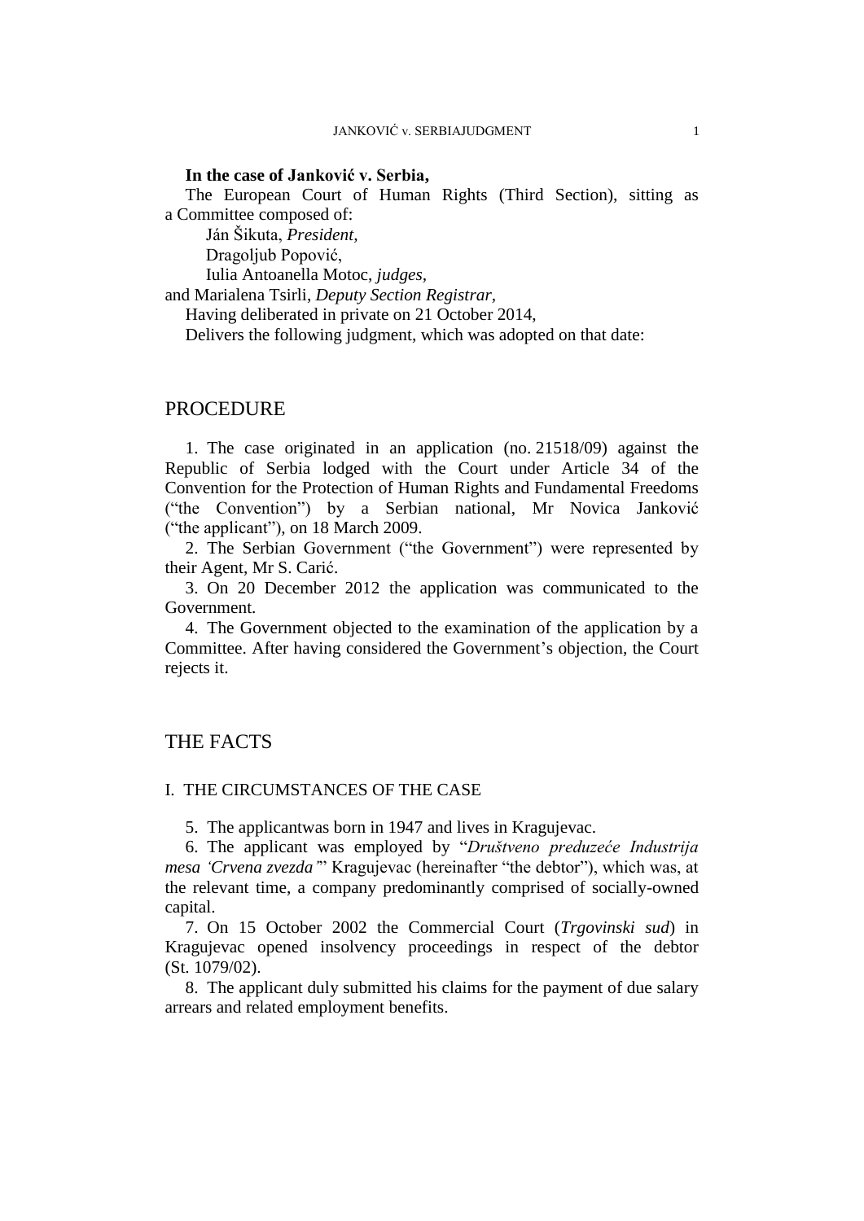**In the case of Janković v. Serbia,**

The European Court of Human Rights (Third Section), sitting as a Committee composed of:

Ján Šikuta, *President,*
Dragoljub Popović,
Iulia Antoanella Motoc, *judges,*
and Marialena Tsirli, *Deputy Section Registrar,*

Having deliberated in private on 21 October 2014,

Delivers the following judgment, which was adopted on that date:

# PROCEDURE

1. The case originated in an application (no. 21518/09) against the Republic of Serbia lodged with the Court under Article 34 of the Convention for the Protection of Human Rights and Fundamental Freedoms ("the Convention") by a Serbian national, Mr Novica Janković ("the applicant"), on 18 March 2009.

2. The Serbian Government ("the Government") were represented by their Agent, Mr S. Carić.

3. On 20 December 2012 the application was communicated to the Government.

4. The Government objected to the examination of the application by a Committee. After having considered the Government's objection, the Court rejects it.

# THE FACTS

## I. THE CIRCUMSTANCES OF THE CASE

5. The applicantwas born in 1947 and lives in Kragujevac.

6. The applicant was employed by "*Društveno preduzeće Industrija mesa 'Crvena zvezda'*" Kragujevac (hereinafter "the debtor"), which was, at the relevant time, a company predominantly comprised of socially-owned capital.

7. On 15 October 2002 the Commercial Court (*Trgovinski sud*) in Kragujevac opened insolvency proceedings in respect of the debtor (St. 1079/02).

8. The applicant duly submitted his claims for the payment of due salary arrears and related employment benefits.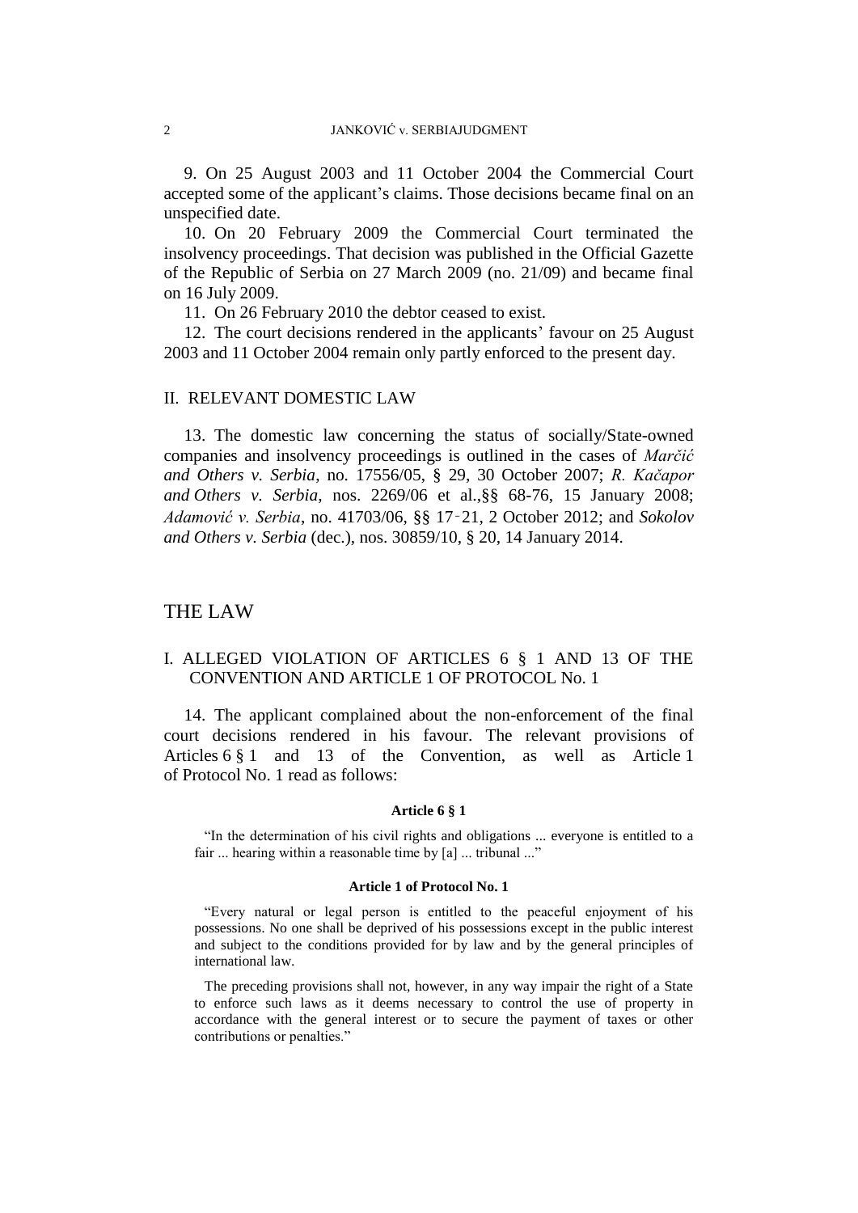9. On 25 August 2003 and 11 October 2004 the Commercial Court accepted some of the applicant's claims. Those decisions became final on an unspecified date.

10. On 20 February 2009 the Commercial Court terminated the insolvency proceedings. That decision was published in the Official Gazette of the Republic of Serbia on 27 March 2009 (no. 21/09) and became final on 16 July 2009.

11. On 26 February 2010 the debtor ceased to exist.

12. The court decisions rendered in the applicants' favour on 25 August 2003 and 11 October 2004 remain only partly enforced to the present day.

## II. RELEVANT DOMESTIC LAW

13. The domestic law concerning the status of socially/State-owned companies and insolvency proceedings is outlined in the cases of *Marčić and Others v. Serbia*, no. 17556/05, § 29, 30 October 2007; *R. Kačapor and Others v. Serbia*, nos. 2269/06 et al.,§§ 68-76, 15 January 2008; *Adamović v. Serbia*, no. 41703/06, §§ 17‑21, 2 October 2012; and *Sokolov and Others v. Serbia* (dec.), nos. 30859/10, § 20, 14 January 2014.

# THE LAW

## I. ALLEGED VIOLATION OF ARTICLES 6 § 1 AND 13 OF THE CONVENTION AND ARTICLE 1 OF PROTOCOL No. 1

14. The applicant complained about the non-enforcement of the final court decisions rendered in his favour. The relevant provisions of Articles 6 § 1 and 13 of the Convention, as well as Article 1 of Protocol No. 1 read as follows:

**Article 6 § 1**

"In the determination of his civil rights and obligations ... everyone is entitled to a fair ... hearing within a reasonable time by [a] ... tribunal ..."

**Article 1 of Protocol No. 1**

"Every natural or legal person is entitled to the peaceful enjoyment of his possessions. No one shall be deprived of his possessions except in the public interest and subject to the conditions provided for by law and by the general principles of international law.

The preceding provisions shall not, however, in any way impair the right of a State to enforce such laws as it deems necessary to control the use of property in accordance with the general interest or to secure the payment of taxes or other contributions or penalties."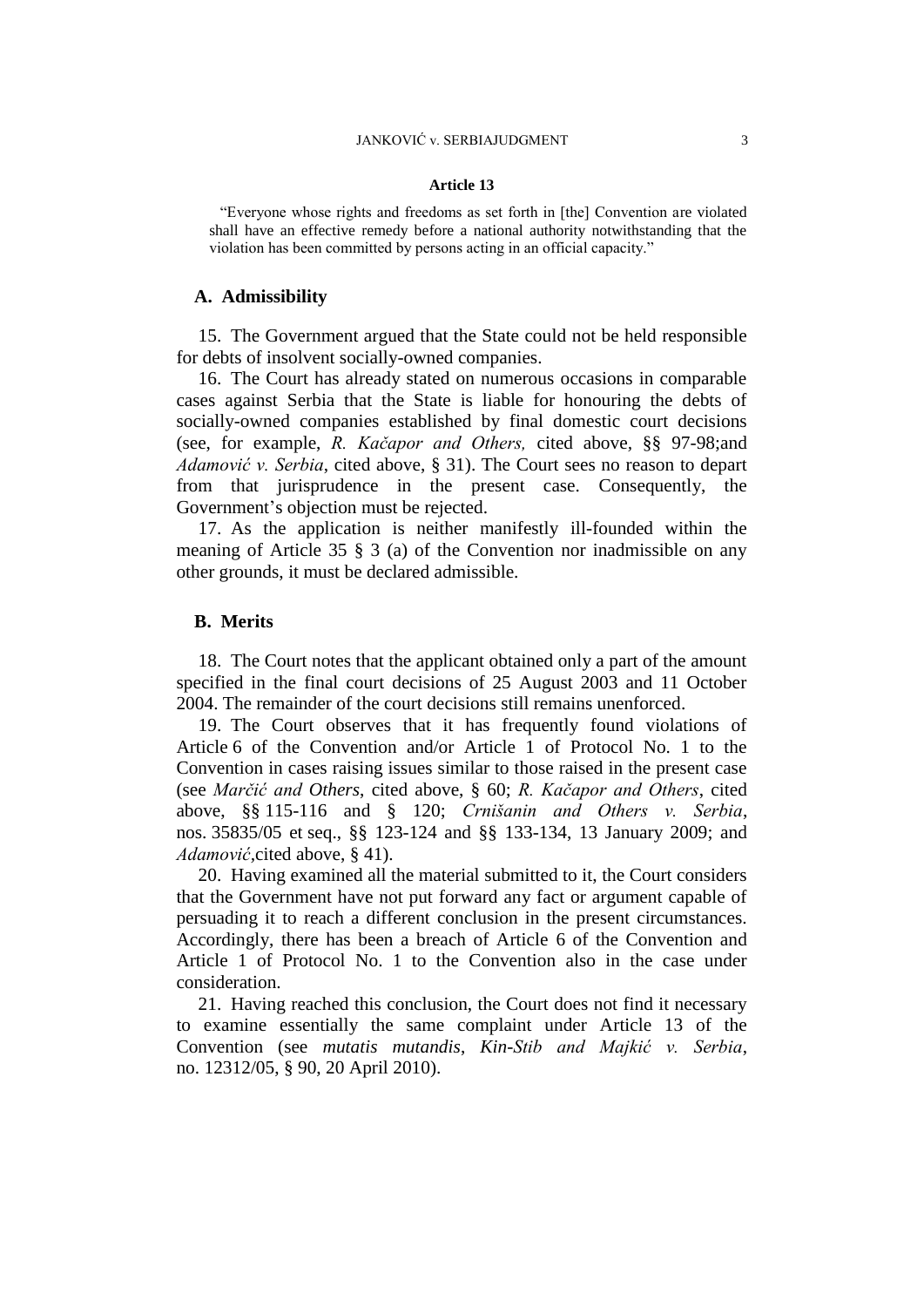**Article 13**

> "Everyone whose rights and freedoms as set forth in [the] Convention are violated shall have an effective remedy before a national authority notwithstanding that the violation has been committed by persons acting in an official capacity."

## A. Admissibility

15. The Government argued that the State could not be held responsible for debts of insolvent socially-owned companies.

16. The Court has already stated on numerous occasions in comparable cases against Serbia that the State is liable for honouring the debts of socially-owned companies established by final domestic court decisions (see, for example, *R. Kačapor and Others,* cited above, §§ 97-98;and *Adamović v. Serbia*, cited above, § 31). The Court sees no reason to depart from that jurisprudence in the present case. Consequently, the Government's objection must be rejected.

17. As the application is neither manifestly ill-founded within the meaning of Article 35 § 3 (a) of the Convention nor inadmissible on any other grounds, it must be declared admissible.

## B. Merits

18. The Court notes that the applicant obtained only a part of the amount specified in the final court decisions of 25 August 2003 and 11 October 2004. The remainder of the court decisions still remains unenforced.

19. The Court observes that it has frequently found violations of Article 6 of the Convention and/or Article 1 of Protocol No. 1 to the Convention in cases raising issues similar to those raised in the present case (see *Marčić and Others*, cited above, § 60; *R. Kačapor and Others*, cited above, §§ 115-116 and § 120; *Crnišanin and Others v. Serbia*, nos. 35835/05 et seq., §§ 123-124 and §§ 133-134, 13 January 2009; and *Adamović*,cited above, § 41).

20. Having examined all the material submitted to it, the Court considers that the Government have not put forward any fact or argument capable of persuading it to reach a different conclusion in the present circumstances. Accordingly, there has been a breach of Article 6 of the Convention and Article 1 of Protocol No. 1 to the Convention also in the case under consideration.

21. Having reached this conclusion, the Court does not find it necessary to examine essentially the same complaint under Article 13 of the Convention (see *mutatis mutandis*, *Kin-Stib and Majkić v. Serbia*, no. 12312/05, § 90, 20 April 2010).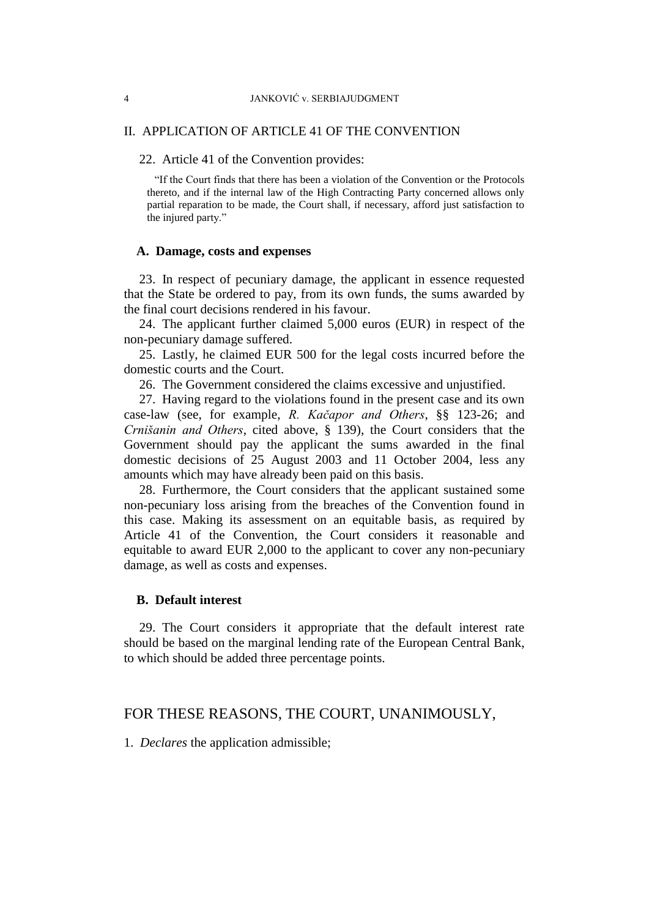## II. APPLICATION OF ARTICLE 41 OF THE CONVENTION

22. Article 41 of the Convention provides:

> "If the Court finds that there has been a violation of the Convention or the Protocols thereto, and if the internal law of the High Contracting Party concerned allows only partial reparation to be made, the Court shall, if necessary, afford just satisfaction to the injured party."

### A. Damage, costs and expenses

23. In respect of pecuniary damage, the applicant in essence requested that the State be ordered to pay, from its own funds, the sums awarded by the final court decisions rendered in his favour.

24. The applicant further claimed 5,000 euros (EUR) in respect of the non-pecuniary damage suffered.

25. Lastly, he claimed EUR 500 for the legal costs incurred before the domestic courts and the Court.

26. The Government considered the claims excessive and unjustified.

27. Having regard to the violations found in the present case and its own case-law (see, for example, *R. Kačapor and Others*, §§ 123-26; and *Crnišanin and Others*, cited above, § 139), the Court considers that the Government should pay the applicant the sums awarded in the final domestic decisions of 25 August 2003 and 11 October 2004, less any amounts which may have already been paid on this basis.

28. Furthermore, the Court considers that the applicant sustained some non-pecuniary loss arising from the breaches of the Convention found in this case. Making its assessment on an equitable basis, as required by Article 41 of the Convention, the Court considers it reasonable and equitable to award EUR 2,000 to the applicant to cover any non-pecuniary damage, as well as costs and expenses.

### B. Default interest

29. The Court considers it appropriate that the default interest rate should be based on the marginal lending rate of the European Central Bank, to which should be added three percentage points.

## FOR THESE REASONS, THE COURT, UNANIMOUSLY,

1. *Declares* the application admissible;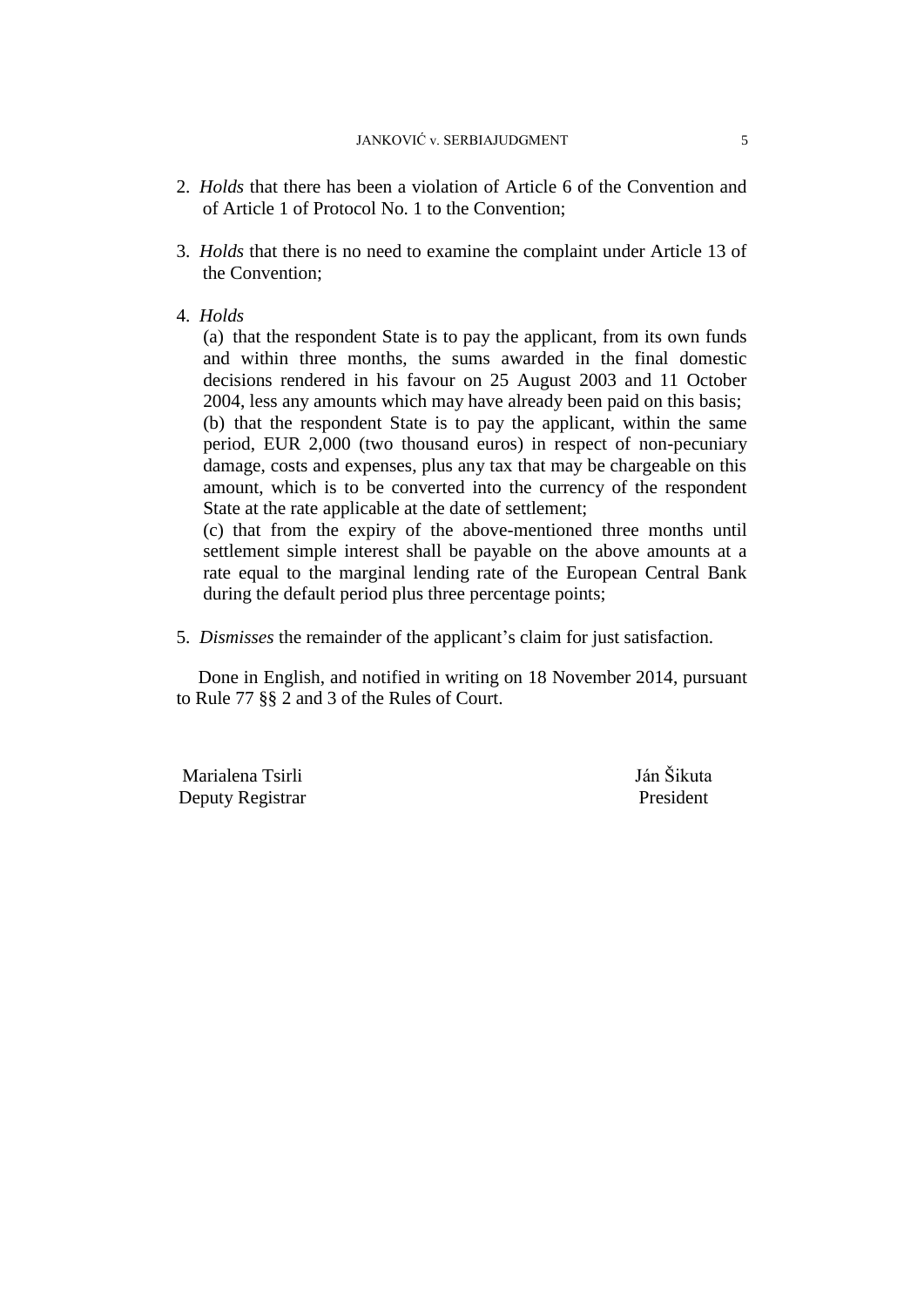2. *Holds* that there has been a violation of Article 6 of the Convention and of Article 1 of Protocol No. 1 to the Convention;

3. *Holds* that there is no need to examine the complaint under Article 13 of the Convention;

4. *Holds*

   (a) that the respondent State is to pay the applicant, from its own funds and within three months, the sums awarded in the final domestic decisions rendered in his favour on 25 August 2003 and 11 October 2004, less any amounts which may have already been paid on this basis;

   (b) that the respondent State is to pay the applicant, within the same period, EUR 2,000 (two thousand euros) in respect of non-pecuniary damage, costs and expenses, plus any tax that may be chargeable on this amount, which is to be converted into the currency of the respondent State at the rate applicable at the date of settlement;

   (c) that from the expiry of the above-mentioned three months until settlement simple interest shall be payable on the above amounts at a rate equal to the marginal lending rate of the European Central Bank during the default period plus three percentage points;

5. *Dismisses* the remainder of the applicant's claim for just satisfaction.

Done in English, and notified in writing on 18 November 2014, pursuant to Rule 77 §§ 2 and 3 of the Rules of Court.

Marialena Tsirli
Deputy Registrar

Ján Šikuta
President